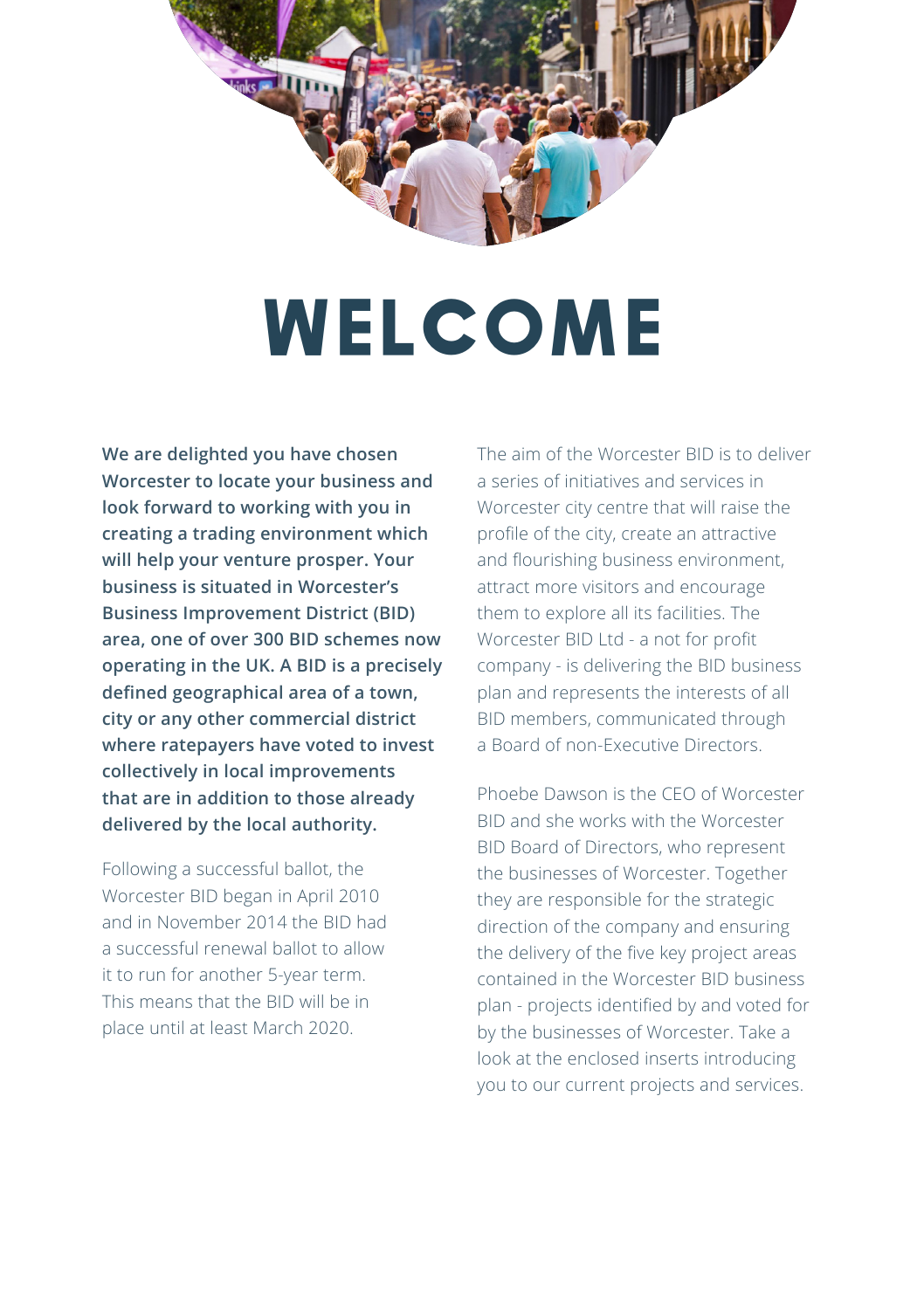# WELCOME

**We are delighted you have chosen Worcester to locate your business and look forward to working with you in creating a trading environment which will help your venture prosper. Your business is situated in Worcester's Business Improvement District (BID) area, one of over 300 BID schemes now operating in the UK. A BID is a precisely defined geographical area of a town, city or any other commercial district where ratepayers have voted to invest collectively in local improvements that are in addition to those already delivered by the local authority.**

Following a successful ballot, the Worcester BID began in April 2010 and in November 2014 the BID had a successful renewal ballot to allow it to run for another 5-year term. This means that the BID will be in place until at least March 2020.

The aim of the Worcester BID is to deliver a series of initiatives and services in Worcester city centre that will raise the profile of the city, create an attractive and flourishing business environment, attract more visitors and encourage them to explore all its facilities. The Worcester BID Ltd - a not for profit company - is delivering the BID business plan and represents the interests of all BID members, communicated through a Board of non-Executive Directors.

Phoebe Dawson is the CEO of Worcester BID and she works with the Worcester BID Board of Directors, who represent the businesses of Worcester. Together they are responsible for the strategic direction of the company and ensuring the delivery of the five key project areas contained in the Worcester BID business plan - projects identified by and voted for by the businesses of Worcester. Take a look at the enclosed inserts introducing you to our current projects and services.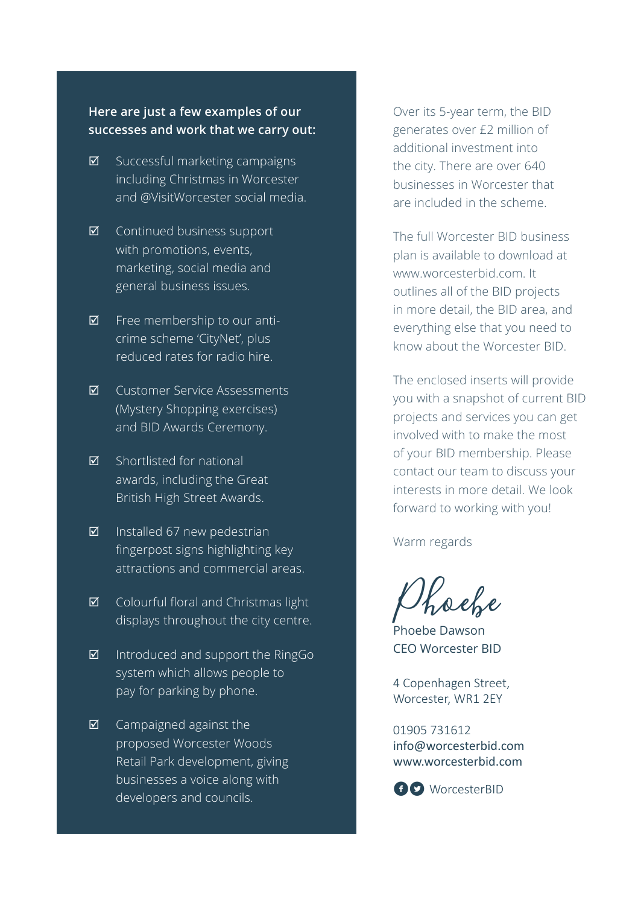**Here are just a few examples of our successes and work that we carry out:**

- ☑ Successful marketing campaigns including Christmas in Worcester and @VisitWorcester social media.
- ☑ Continued business support with promotions, events, marketing, social media and general business issues.
- ☑ Free membership to our anti-crime scheme 'CityNet', plus reduced rates for radio hire.
- ☑ Customer Service Assessments (Mystery Shopping exercises) and BID Awards Ceremony.
- ☑ Shortlisted for national awards, including the Great British High Street Awards.
- ☑ Installed 67 new pedestrian fingerpost signs highlighting key attractions and commercial areas.
- ☑ Colourful floral and Christmas light displays throughout the city centre.
- ☑ Introduced and support the RingGo system which allows people to pay for parking by phone.
- ☑ Campaigned against the proposed Worcester Woods Retail Park development, giving businesses a voice along with developers and councils.

Over its 5-year term, the BID generates over £2 million of additional investment into the city. There are over 640 businesses in Worcester that are included in the scheme.

The full Worcester BID business plan is available to download at www.worcesterbid.com. It outlines all of the BID projects in more detail, the BID area, and everything else that you need to know about the Worcester BID.

The enclosed inserts will provide you with a snapshot of current BID projects and services you can get involved with to make the most of your BID membership. Please contact our team to discuss your interests in more detail. We look forward to working with you!

Warm regards

Phoebe

Phoebe Dawson
CEO Worcester BID

4 Copenhagen Street,
Worcester, WR1 2EY

01905 731612
info@worcesterbid.com
www.worcesterbid.com

WorcesterBID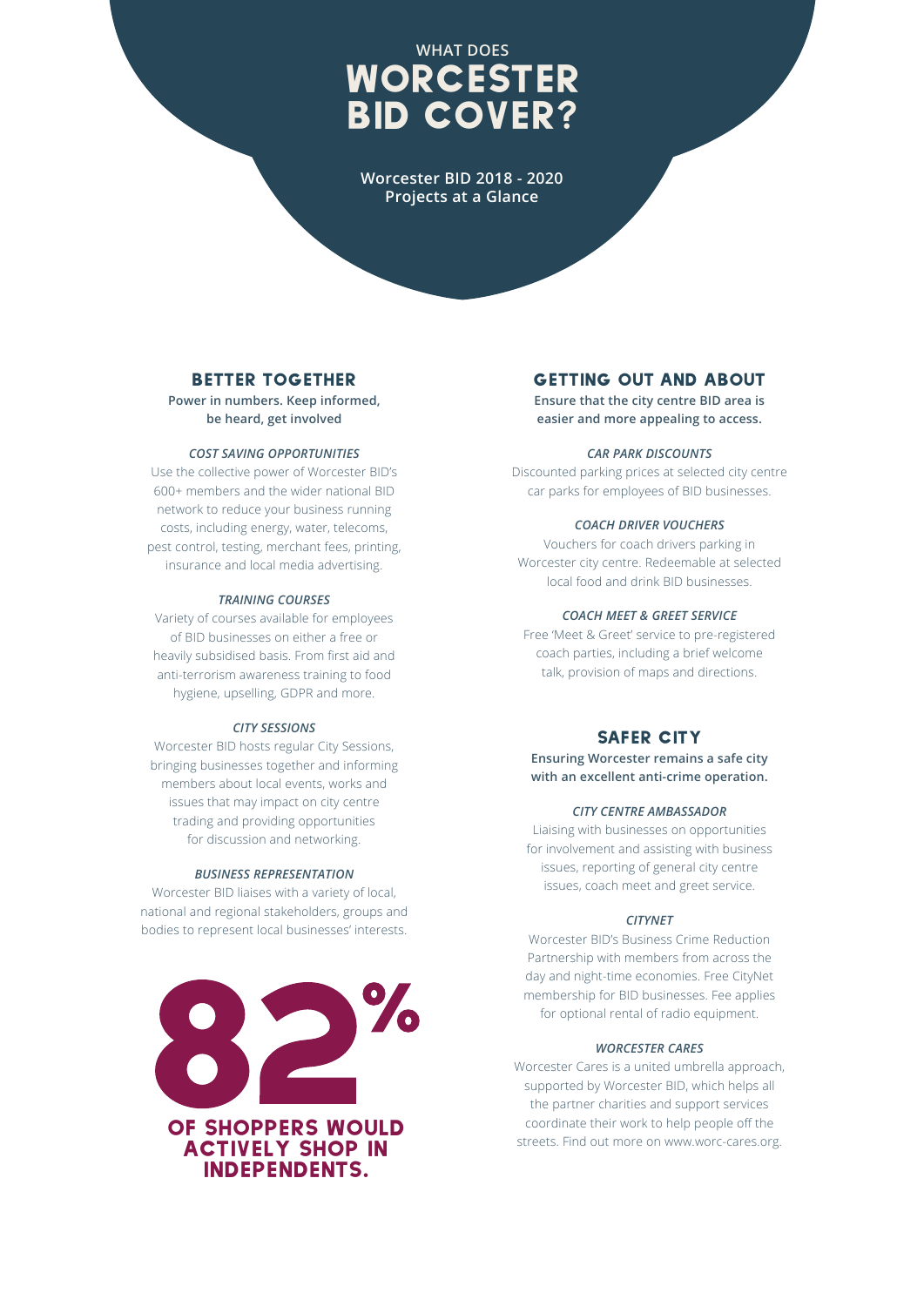WHAT DOES

# WORCESTER BID COVER?

**Worcester BID 2018 - 2020 Projects at a Glance**

## BETTER TOGETHER

**Power in numbers. Keep informed, be heard, get involved**

***COST SAVING OPPORTUNITIES***

Use the collective power of Worcester BID's 600+ members and the wider national BID network to reduce your business running costs, including energy, water, telecoms, pest control, testing, merchant fees, printing, insurance and local media advertising.

***TRAINING COURSES***

Variety of courses available for employees of BID businesses on either a free or heavily subsidised basis. From first aid and anti-terrorism awareness training to food hygiene, upselling, GDPR and more.

***CITY SESSIONS***

Worcester BID hosts regular City Sessions, bringing businesses together and informing members about local events, works and issues that may impact on city centre trading and providing opportunities for discussion and networking.

***BUSINESS REPRESENTATION***

Worcester BID liaises with a variety of local, national and regional stakeholders, groups and bodies to represent local businesses' interests.

**82%**

**OF SHOPPERS WOULD ACTIVELY SHOP IN INDEPENDENTS.**

## GETTING OUT AND ABOUT

**Ensure that the city centre BID area is easier and more appealing to access.**

***CAR PARK DISCOUNTS***

Discounted parking prices at selected city centre car parks for employees of BID businesses.

***COACH DRIVER VOUCHERS***

Vouchers for coach drivers parking in Worcester city centre. Redeemable at selected local food and drink BID businesses.

***COACH MEET & GREET SERVICE***

Free 'Meet & Greet' service to pre-registered coach parties, including a brief welcome talk, provision of maps and directions.

## SAFER CITY

**Ensuring Worcester remains a safe city with an excellent anti-crime operation.**

***CITY CENTRE AMBASSADOR***

Liaising with businesses on opportunities for involvement and assisting with business issues, reporting of general city centre issues, coach meet and greet service.

***CITYNET***

Worcester BID's Business Crime Reduction Partnership with members from across the day and night-time economies. Free CityNet membership for BID businesses. Fee applies for optional rental of radio equipment.

***WORCESTER CARES***

Worcester Cares is a united umbrella approach, supported by Worcester BID, which helps all the partner charities and support services coordinate their work to help people off the streets. Find out more on www.worc-cares.org.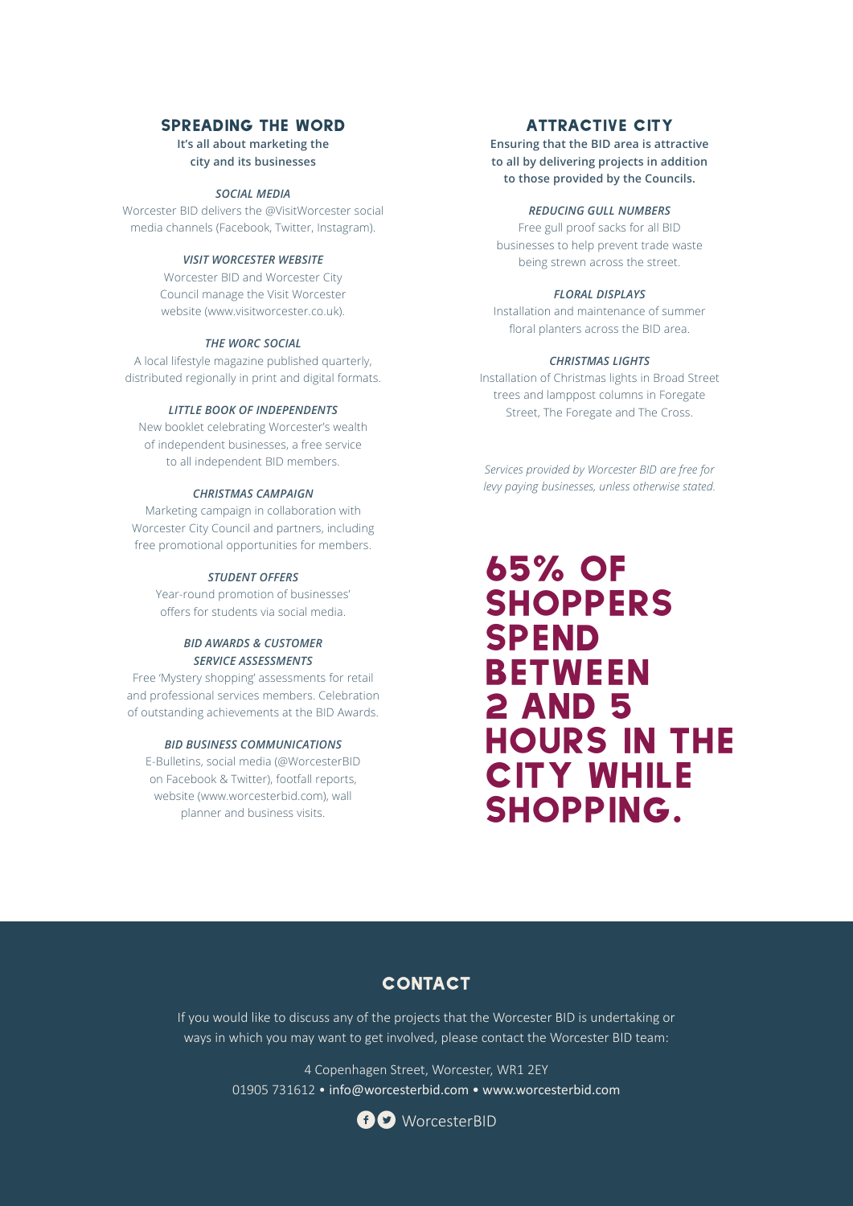## SPREADING THE WORD

**It's all about marketing the city and its businesses**

***SOCIAL MEDIA***

Worcester BID delivers the @VisitWorcester social media channels (Facebook, Twitter, Instagram).

***VISIT WORCESTER WEBSITE***

Worcester BID and Worcester City Council manage the Visit Worcester website (www.visitworcester.co.uk).

***THE WORC SOCIAL***

A local lifestyle magazine published quarterly, distributed regionally in print and digital formats.

***LITTLE BOOK OF INDEPENDENTS***

New booklet celebrating Worcester's wealth of independent businesses, a free service to all independent BID members.

***CHRISTMAS CAMPAIGN***

Marketing campaign in collaboration with Worcester City Council and partners, including free promotional opportunities for members.

***STUDENT OFFERS***

Year-round promotion of businesses' offers for students via social media.

***BID AWARDS & CUSTOMER SERVICE ASSESSMENTS***

Free 'Mystery shopping' assessments for retail and professional services members. Celebration of outstanding achievements at the BID Awards.

***BID BUSINESS COMMUNICATIONS***

E-Bulletins, social media (@WorcesterBID on Facebook & Twitter), footfall reports, website (www.worcesterbid.com), wall planner and business visits.

## ATTRACTIVE CITY

**Ensuring that the BID area is attractive to all by delivering projects in addition to those provided by the Councils.**

***REDUCING GULL NUMBERS***

Free gull proof sacks for all BID businesses to help prevent trade waste being strewn across the street.

***FLORAL DISPLAYS***

Installation and maintenance of summer floral planters across the BID area.

***CHRISTMAS LIGHTS***

Installation of Christmas lights in Broad Street trees and lamppost columns in Foregate Street, The Foregate and The Cross.

*Services provided by Worcester BID are free for levy paying businesses, unless otherwise stated.*

# 65% OF SHOPPERS SPEND BETWEEN 2 AND 5 HOURS IN THE CITY WHILE SHOPPING.

## CONTACT

If you would like to discuss any of the projects that the Worcester BID is undertaking or ways in which you may want to get involved, please contact the Worcester BID team:

4 Copenhagen Street, Worcester, WR1 2EY
01905 731612 • info@worcesterbid.com • www.worcesterbid.com

WorcesterBID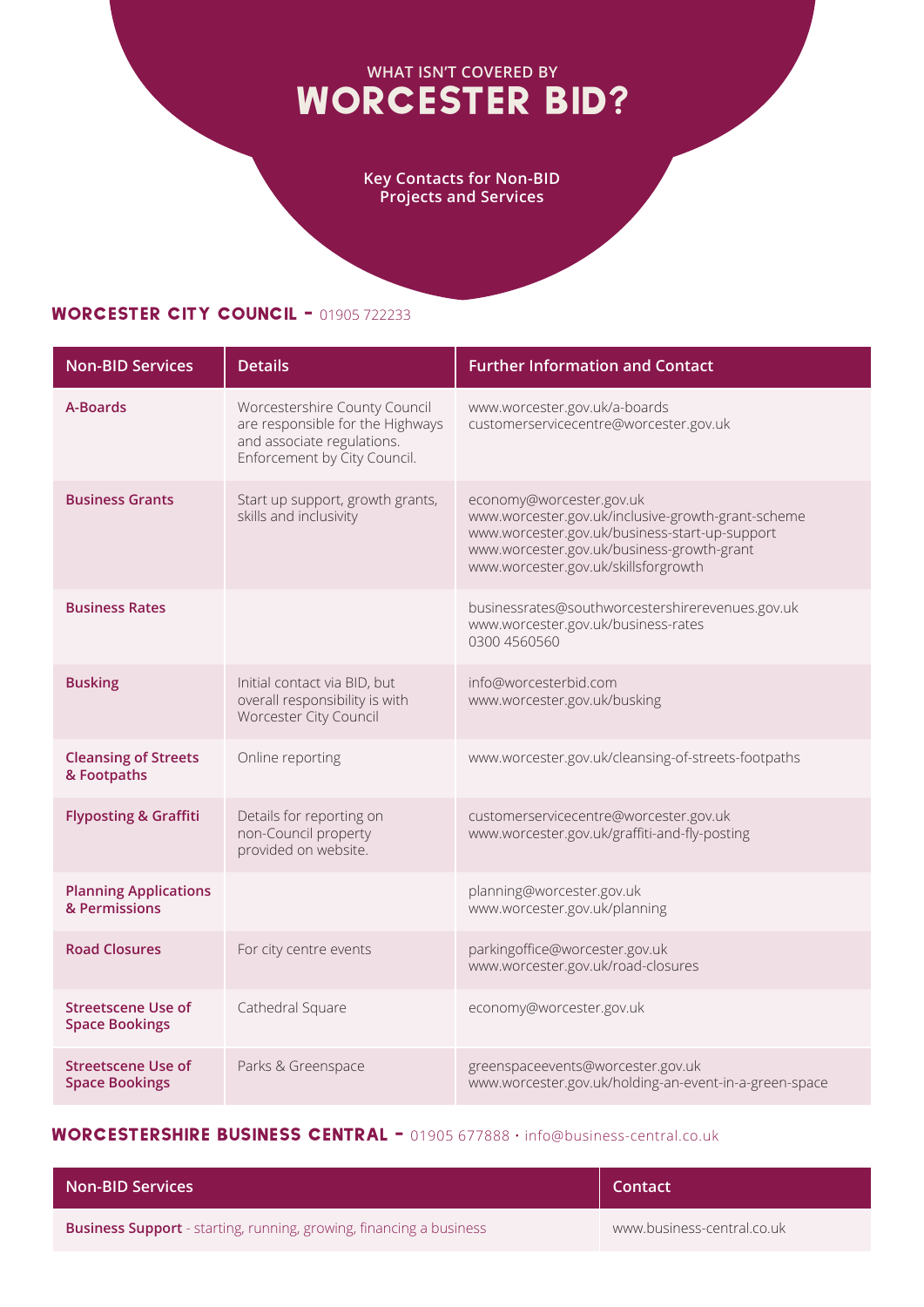WHAT ISN'T COVERED BY

# WORCESTER BID?

**Key Contacts for Non-BID Projects and Services**

## WORCESTER CITY COUNCIL - 01905 722233

| Non-BID Services | Details | Further Information and Contact |
| --- | --- | --- |
| **A-Boards** | Worcestershire County Council are responsible for the Highways and associate regulations. Enforcement by City Council. | www.worcester.gov.uk/a-boards<br>customerservicecentre@worcester.gov.uk |
| **Business Grants** | Start up support, growth grants, skills and inclusivity | economy@worcester.gov.uk<br>www.worcester.gov.uk/inclusive-growth-grant-scheme<br>www.worcester.gov.uk/business-start-up-support<br>www.worcester.gov.uk/business-growth-grant<br>www.worcester.gov.uk/skillsforgrowth |
| **Business Rates** | | businessrates@southworcestershirerevenues.gov.uk<br>www.worcester.gov.uk/business-rates<br>0300 4560560 |
| **Busking** | Initial contact via BID, but overall responsibility is with Worcester City Council | info@worcesterbid.com<br>www.worcester.gov.uk/busking |
| **Cleansing of Streets & Footpaths** | Online reporting | www.worcester.gov.uk/cleansing-of-streets-footpaths |
| **Flyposting & Graffiti** | Details for reporting on non-Council property provided on website. | customerservicecentre@worcester.gov.uk<br>www.worcester.gov.uk/graffiti-and-fly-posting |
| **Planning Applications & Permissions** | | planning@worcester.gov.uk<br>www.worcester.gov.uk/planning |
| **Road Closures** | For city centre events | parkingoffice@worcester.gov.uk<br>www.worcester.gov.uk/road-closures |
| **Streetscene Use of Space Bookings** | Cathedral Square | economy@worcester.gov.uk |
| **Streetscene Use of Space Bookings** | Parks & Greenspace | greenspaceevents@worcester.gov.uk<br>www.worcester.gov.uk/holding-an-event-in-a-green-space |

## WORCESTERSHIRE BUSINESS CENTRAL - 01905 677888 • info@business-central.co.uk

| Non-BID Services | Contact |
| --- | --- |
| **Business Support** - starting, running, growing, financing a business | www.business-central.co.uk |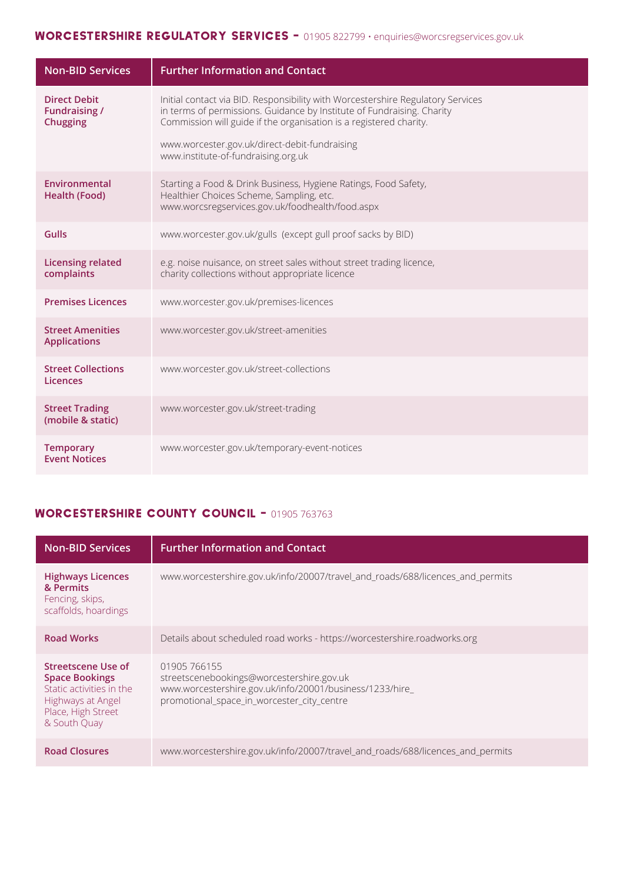## WORCESTERSHIRE REGULATORY SERVICES - 01905 822799 • enquiries@worcsregservices.gov.uk

| Non-BID Services | Further Information and Contact |
|---|---|
| **Direct Debit Fundraising / Chugging** | Initial contact via BID. Responsibility with Worcestershire Regulatory Services in terms of permissions. Guidance by Institute of Fundraising. Charity Commission will guide if the organisation is a registered charity.<br><br>www.worcester.gov.uk/direct-debit-fundraising<br>www.institute-of-fundraising.org.uk |
| **Environmental Health (Food)** | Starting a Food & Drink Business, Hygiene Ratings, Food Safety, Healthier Choices Scheme, Sampling, etc.<br>www.worcsregservices.gov.uk/foodhealth/food.aspx |
| **Gulls** | www.worcester.gov.uk/gulls (except gull proof sacks by BID) |
| **Licensing related complaints** | e.g. noise nuisance, on street sales without street trading licence, charity collections without appropriate licence |
| **Premises Licences** | www.worcester.gov.uk/premises-licences |
| **Street Amenities Applications** | www.worcester.gov.uk/street-amenities |
| **Street Collections Licences** | www.worcester.gov.uk/street-collections |
| **Street Trading (mobile & static)** | www.worcester.gov.uk/street-trading |
| **Temporary Event Notices** | www.worcester.gov.uk/temporary-event-notices |

## WORCESTERSHIRE COUNTY COUNCIL - 01905 763763

| Non-BID Services | Further Information and Contact |
|---|---|
| **Highways Licences & Permits** Fencing, skips, scaffolds, hoardings | www.worcestershire.gov.uk/info/20007/travel_and_roads/688/licences_and_permits |
| **Road Works** | Details about scheduled road works - https://worcestershire.roadworks.org |
| **Streetscene Use of Space Bookings** Static activities in the Highways at Angel Place, High Street & South Quay | 01905 766155<br>streetscenebookings@worcestershire.gov.uk<br>www.worcestershire.gov.uk/info/20001/business/1233/hire_promotional_space_in_worcester_city_centre |
| **Road Closures** | www.worcestershire.gov.uk/info/20007/travel_and_roads/688/licences_and_permits |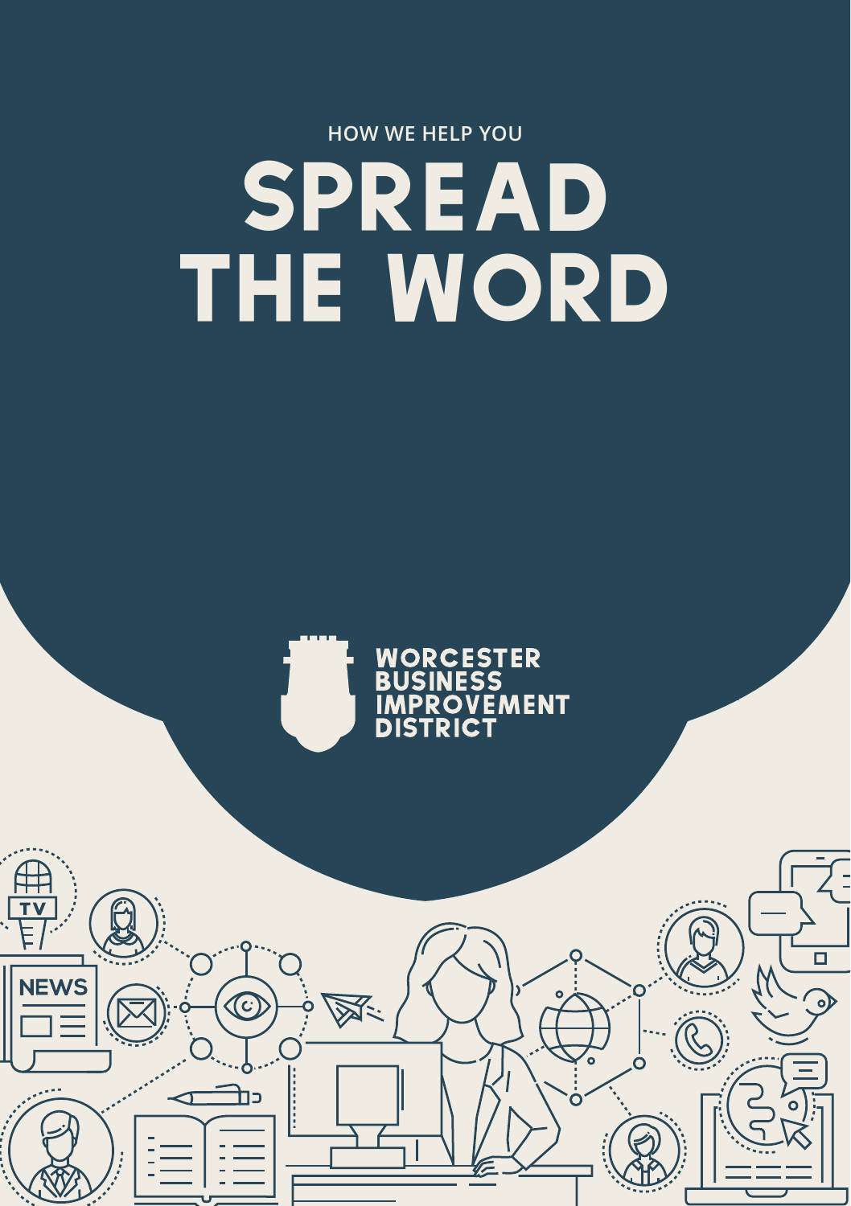HOW WE HELP YOU

# SPREAD THE WORD

WORCESTER BUSINESS IMPROVEMENT DISTRICT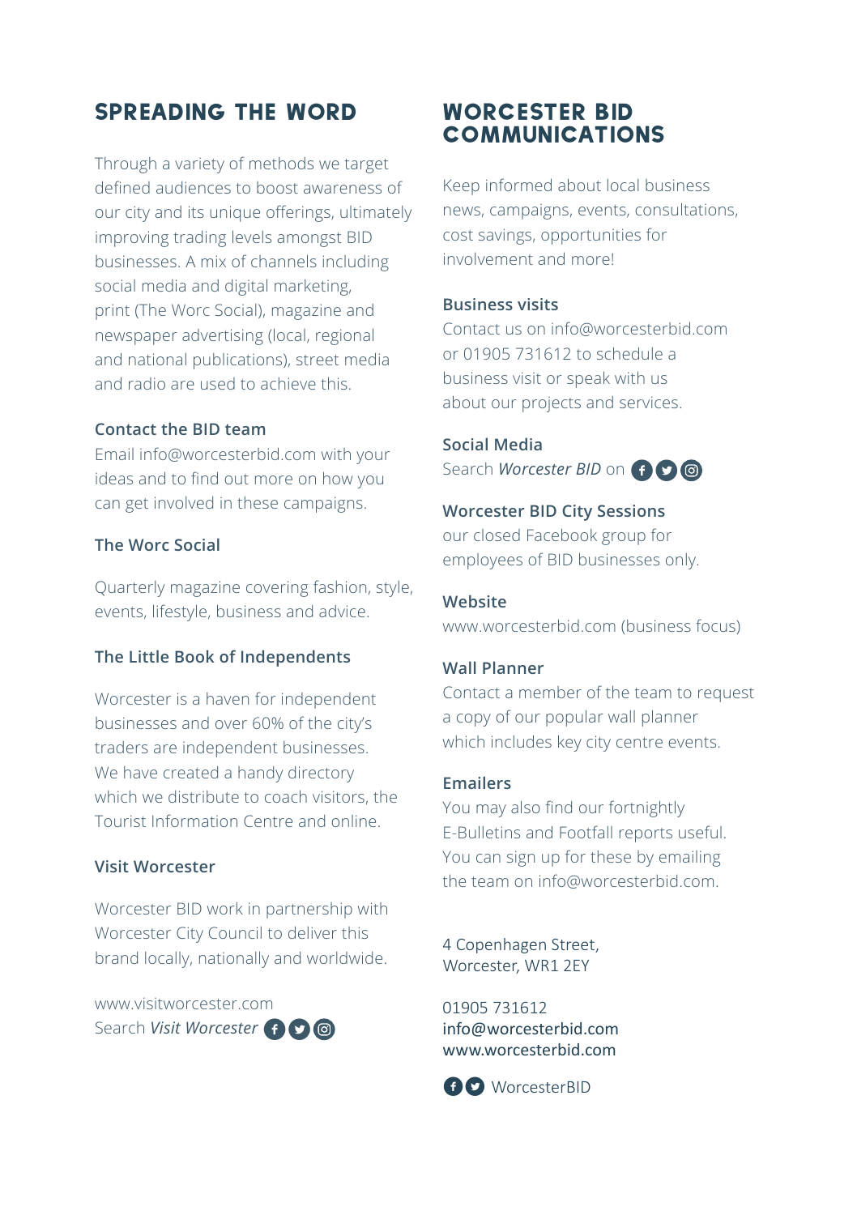## SPREADING THE WORD

Through a variety of methods we target defined audiences to boost awareness of our city and its unique offerings, ultimately improving trading levels amongst BID businesses. A mix of channels including social media and digital marketing, print (The Worc Social), magazine and newspaper advertising (local, regional and national publications), street media and radio are used to achieve this.

### Contact the BID team

Email info@worcesterbid.com with your ideas and to find out more on how you can get involved in these campaigns.

### The Worc Social

Quarterly magazine covering fashion, style, events, lifestyle, business and advice.

### The Little Book of Independents

Worcester is a haven for independent businesses and over 60% of the city's traders are independent businesses. We have created a handy directory which we distribute to coach visitors, the Tourist Information Centre and online.

### Visit Worcester

Worcester BID work in partnership with Worcester City Council to deliver this brand locally, nationally and worldwide.

www.visitworcester.com
Search *Visit Worcester*

## WORCESTER BID COMMUNICATIONS

Keep informed about local business news, campaigns, events, consultations, cost savings, opportunities for involvement and more!

### Business visits

Contact us on info@worcesterbid.com or 01905 731612 to schedule a business visit or speak with us about our projects and services.

### Social Media

Search *Worcester BID* on

### Worcester BID City Sessions

our closed Facebook group for employees of BID businesses only.

### Website

www.worcesterbid.com (business focus)

### Wall Planner

Contact a member of the team to request a copy of our popular wall planner which includes key city centre events.

### Emailers

You may also find our fortnightly E-Bulletins and Footfall reports useful. You can sign up for these by emailing the team on info@worcesterbid.com.

4 Copenhagen Street,
Worcester, WR1 2EY

01905 731612
info@worcesterbid.com
www.worcesterbid.com

WorcesterBID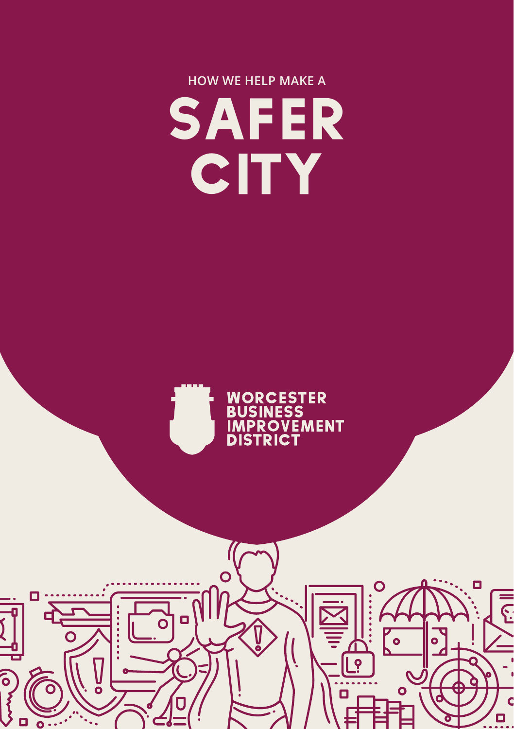HOW WE HELP MAKE A

# SAFER CITY

WORCESTER BUSINESS IMPROVEMENT DISTRICT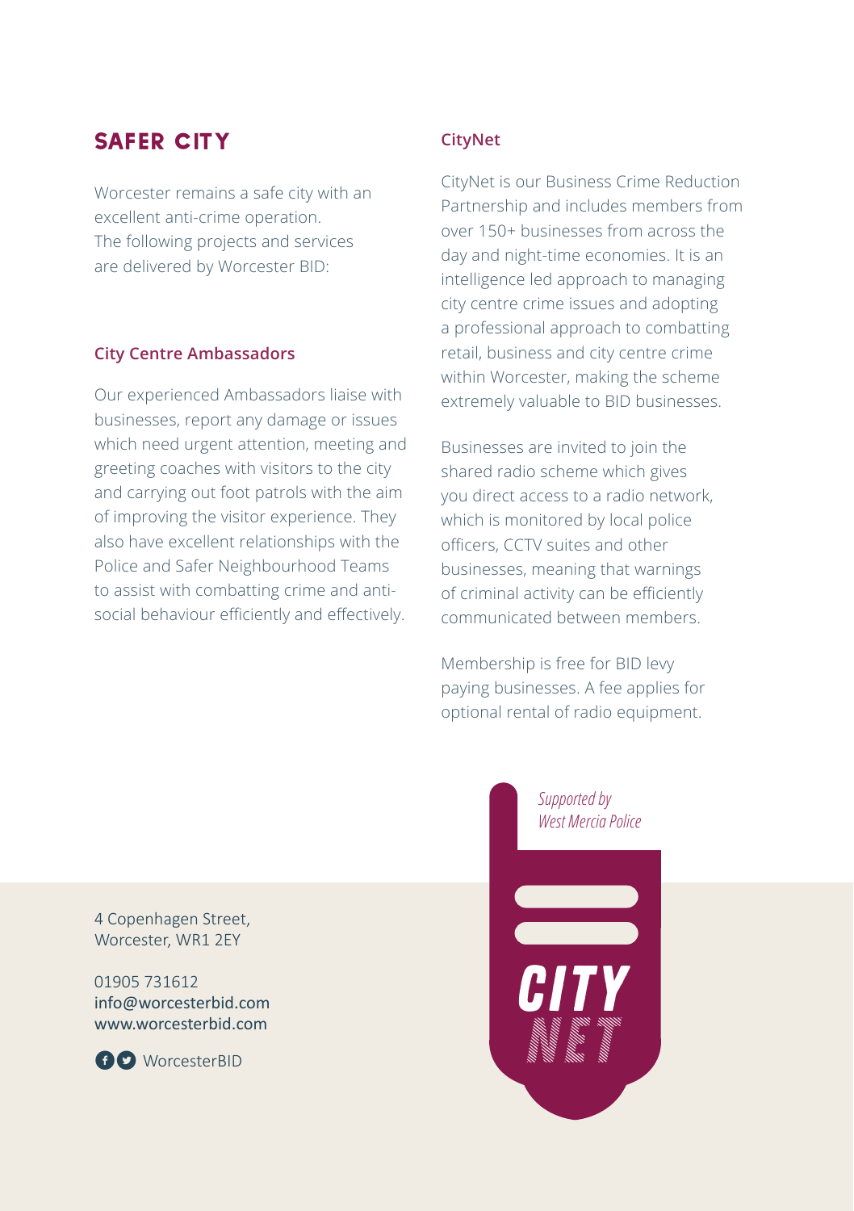## SAFER CITY

Worcester remains a safe city with an excellent anti-crime operation. The following projects and services are delivered by Worcester BID:

### City Centre Ambassadors

Our experienced Ambassadors liaise with businesses, report any damage or issues which need urgent attention, meeting and greeting coaches with visitors to the city and carrying out foot patrols with the aim of improving the visitor experience. They also have excellent relationships with the Police and Safer Neighbourhood Teams to assist with combatting crime and anti-social behaviour efficiently and effectively.

### CityNet

CityNet is our Business Crime Reduction Partnership and includes members from over 150+ businesses from across the day and night-time economies. It is an intelligence led approach to managing city centre crime issues and adopting a professional approach to combatting retail, business and city centre crime within Worcester, making the scheme extremely valuable to BID businesses.

Businesses are invited to join the shared radio scheme which gives you direct access to a radio network, which is monitored by local police officers, CCTV suites and other businesses, meaning that warnings of criminal activity can be efficiently communicated between members.

Membership is free for BID levy paying businesses. A fee applies for optional rental of radio equipment.

*Supported by West Mercia Police*

CITY NET

4 Copenhagen Street,
Worcester, WR1 2EY

01905 731612
info@worcesterbid.com
www.worcesterbid.com

WorcesterBID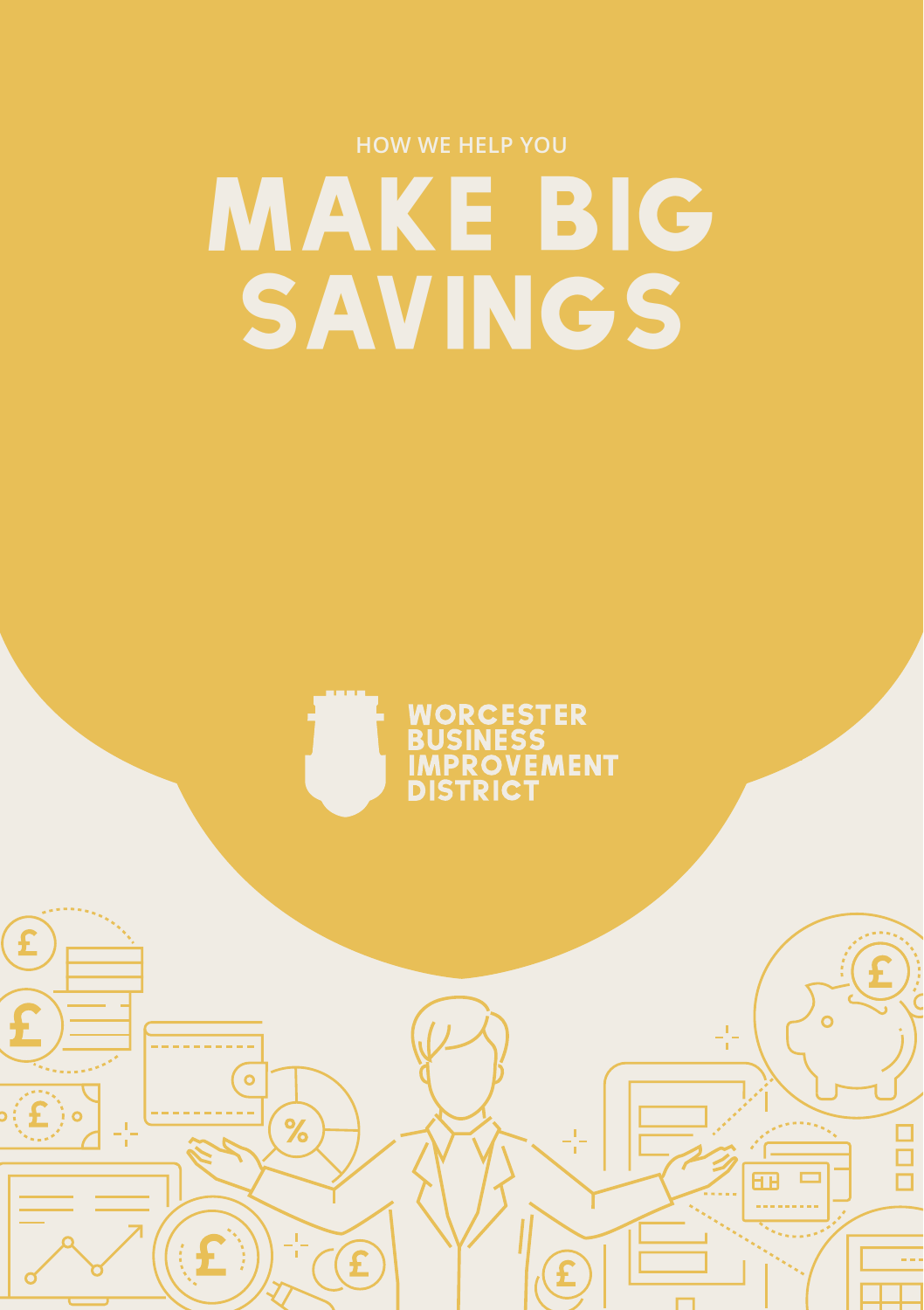HOW WE HELP YOU

# MAKE BIG SAVINGS

WORCESTER
BUSINESS
IMPROVEMENT
DISTRICT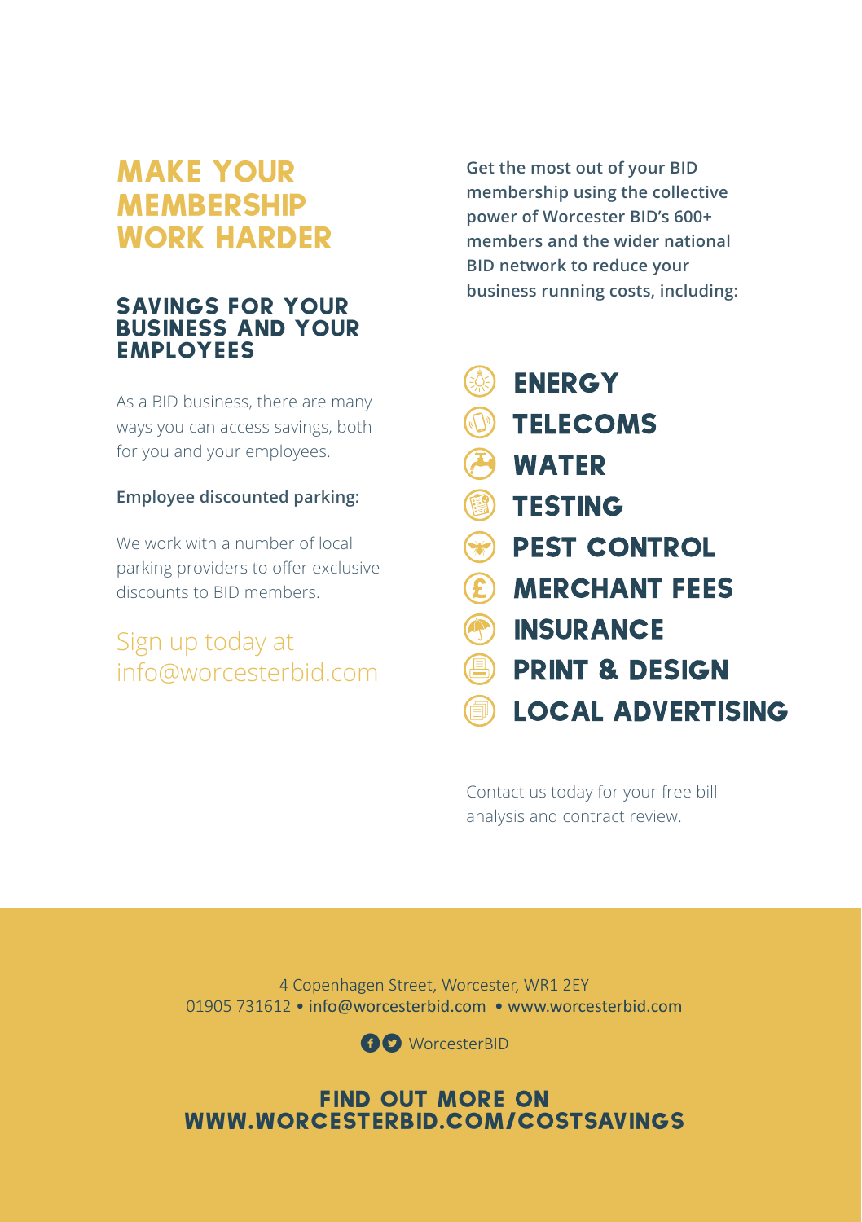# MAKE YOUR MEMBERSHIP WORK HARDER

## SAVINGS FOR YOUR BUSINESS AND YOUR EMPLOYEES

As a BID business, there are many ways you can access savings, both for you and your employees.

**Employee discounted parking:**

We work with a number of local parking providers to offer exclusive discounts to BID members.

Sign up today at info@worcesterbid.com

**Get the most out of your BID membership using the collective power of Worcester BID's 600+ members and the wider national BID network to reduce your business running costs, including:**

- ENERGY
- TELECOMS
- WATER
- TESTING
- PEST CONTROL
- MERCHANT FEES
- INSURANCE
- PRINT & DESIGN
- LOCAL ADVERTISING

Contact us today for your free bill analysis and contract review.

4 Copenhagen Street, Worcester, WR1 2EY
01905 731612 • info@worcesterbid.com • www.worcesterbid.com

WorcesterBID

**FIND OUT MORE ON WWW.WORCESTERBID.COM/COSTSAVINGS**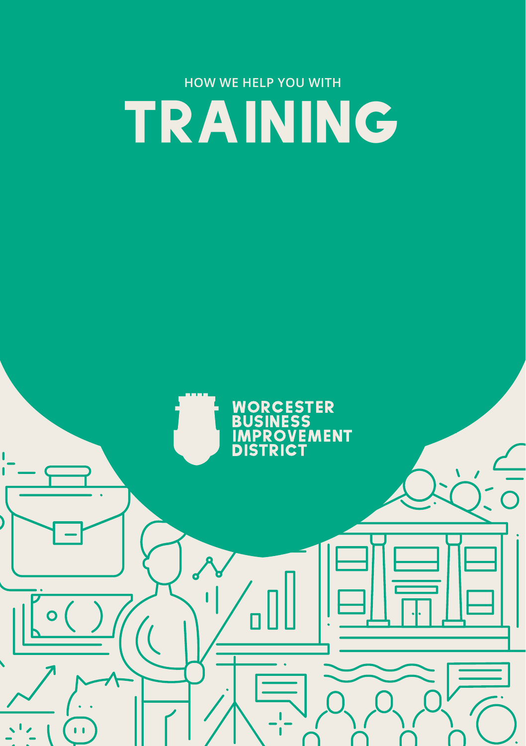HOW WE HELP YOU WITH

# TRAINING

WORCESTER BUSINESS IMPROVEMENT DISTRICT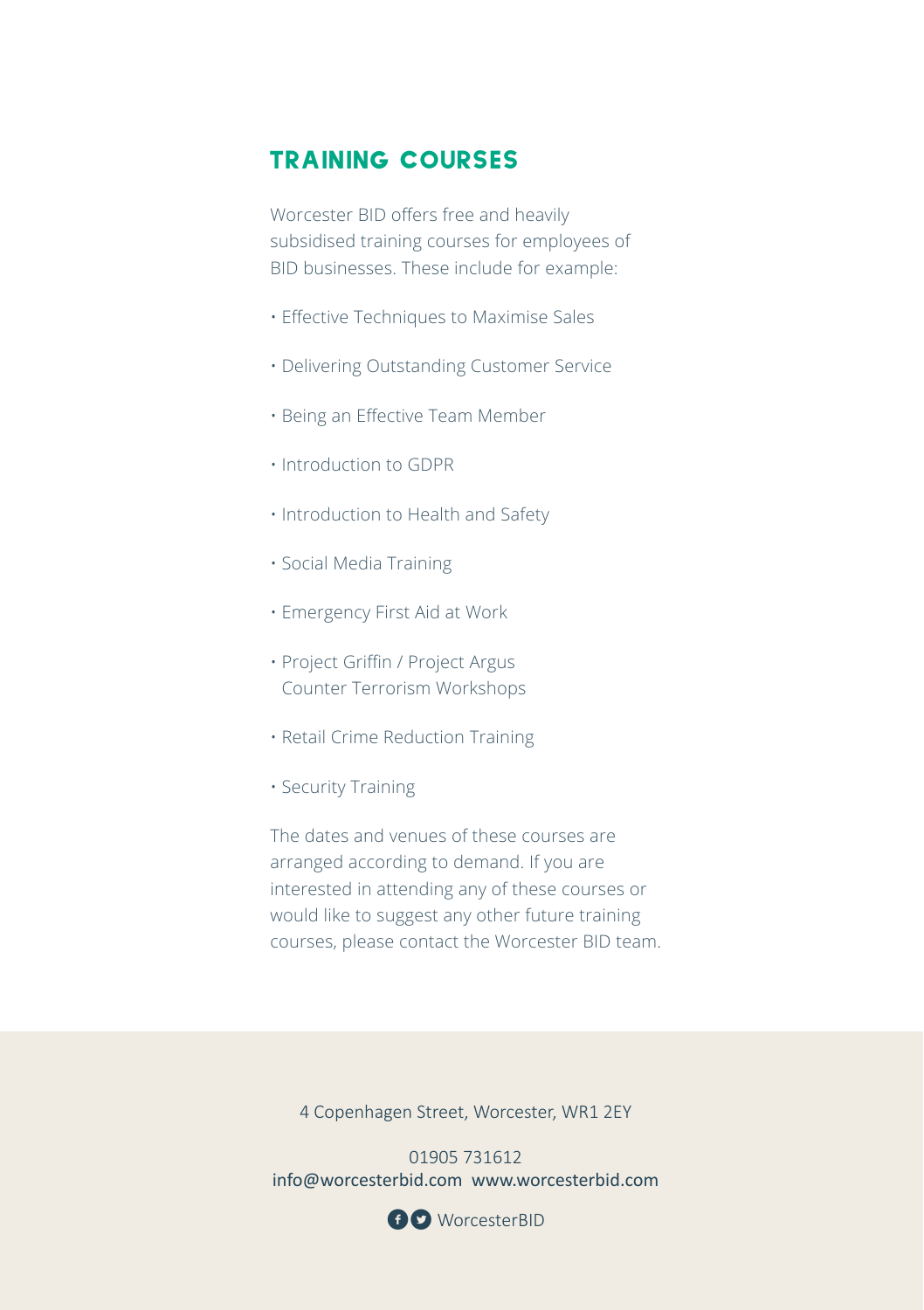## TRAINING COURSES

Worcester BID offers free and heavily subsidised training courses for employees of BID businesses. These include for example:

- Effective Techniques to Maximise Sales
- Delivering Outstanding Customer Service
- Being an Effective Team Member
- Introduction to GDPR
- Introduction to Health and Safety
- Social Media Training
- Emergency First Aid at Work
- Project Griffin / Project Argus Counter Terrorism Workshops
- Retail Crime Reduction Training
- Security Training

The dates and venues of these courses are arranged according to demand. If you are interested in attending any of these courses or would like to suggest any other future training courses, please contact the Worcester BID team.

4 Copenhagen Street, Worcester, WR1 2EY

01905 731612
info@worcesterbid.com www.worcesterbid.com

WorcesterBID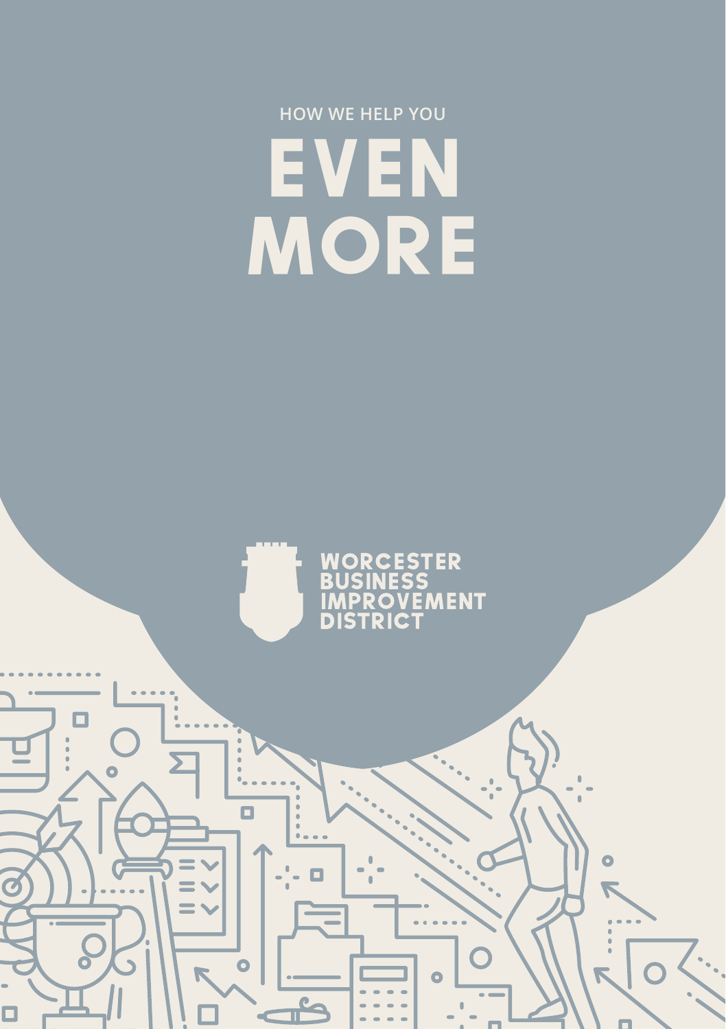HOW WE HELP YOU

# EVEN MORE

WORCESTER BUSINESS IMPROVEMENT DISTRICT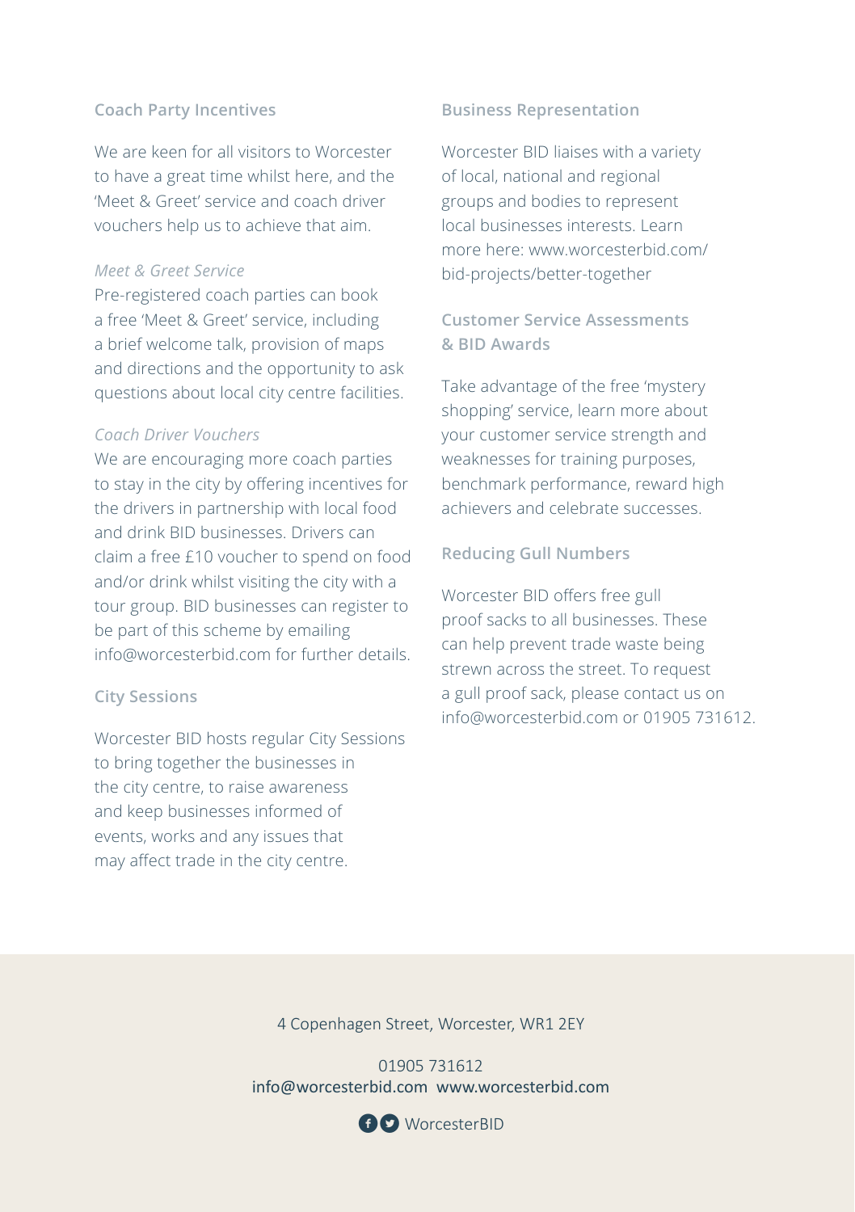## Coach Party Incentives

We are keen for all visitors to Worcester to have a great time whilst here, and the 'Meet & Greet' service and coach driver vouchers help us to achieve that aim.

*Meet & Greet Service*

Pre-registered coach parties can book a free 'Meet & Greet' service, including a brief welcome talk, provision of maps and directions and the opportunity to ask questions about local city centre facilities.

*Coach Driver Vouchers*

We are encouraging more coach parties to stay in the city by offering incentives for the drivers in partnership with local food and drink BID businesses. Drivers can claim a free £10 voucher to spend on food and/or drink whilst visiting the city with a tour group. BID businesses can register to be part of this scheme by emailing info@worcesterbid.com for further details.

## City Sessions

Worcester BID hosts regular City Sessions to bring together the businesses in the city centre, to raise awareness and keep businesses informed of events, works and any issues that may affect trade in the city centre.

## Business Representation

Worcester BID liaises with a variety of local, national and regional groups and bodies to represent local businesses interests. Learn more here: www.worcesterbid.com/bid-projects/better-together

## Customer Service Assessments & BID Awards

Take advantage of the free 'mystery shopping' service, learn more about your customer service strength and weaknesses for training purposes, benchmark performance, reward high achievers and celebrate successes.

## Reducing Gull Numbers

Worcester BID offers free gull proof sacks to all businesses. These can help prevent trade waste being strewn across the street. To request a gull proof sack, please contact us on info@worcesterbid.com or 01905 731612.

4 Copenhagen Street, Worcester, WR1 2EY

01905 731612

info@worcesterbid.com www.worcesterbid.com

WorcesterBID